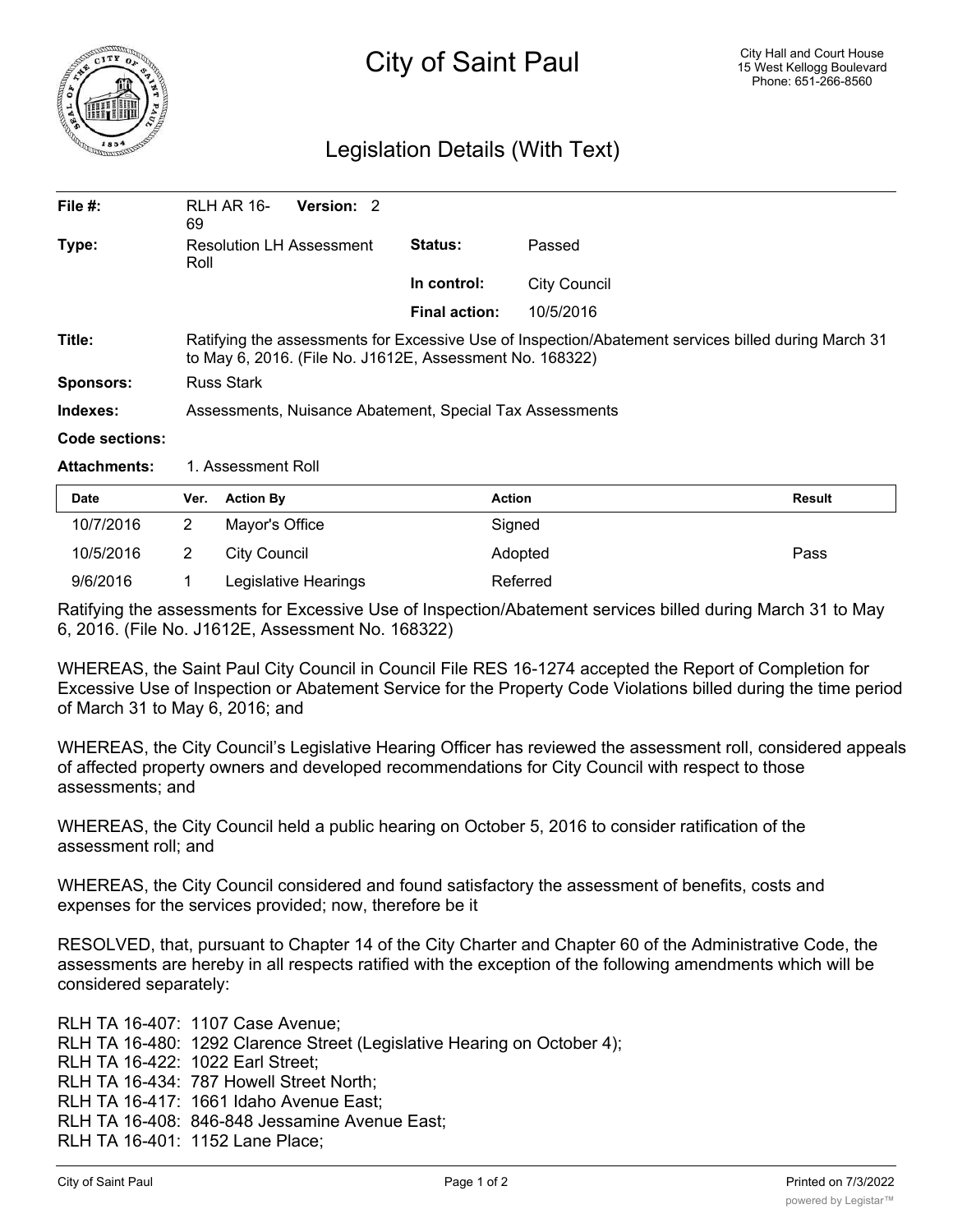# City of Saint Paul

City Hall and Court House
15 West Kellogg Boulevard
Phone: 651-266-8560

## Legislation Details (With Text)

| | | | |
|---|---|---|---|
| **File #:** | RLH AR 16-69 **Version:** 2 | | |
| **Type:** | Resolution LH Assessment Roll | **Status:** | Passed |
| | | **In control:** | City Council |
| | | **Final action:** | 10/5/2016 |
| **Title:** | Ratifying the assessments for Excessive Use of Inspection/Abatement services billed during March 31 to May 6, 2016. (File No. J1612E, Assessment No. 168322) | | |
| **Sponsors:** | Russ Stark | | |
| **Indexes:** | Assessments, Nuisance Abatement, Special Tax Assessments | | |
| **Code sections:** | | | |
| **Attachments:** | 1. Assessment Roll | | |

| Date | Ver. | Action By | Action | Result |
|---|---|---|---|---|
| 10/7/2016 | 2 | Mayor's Office | Signed | |
| 10/5/2016 | 2 | City Council | Adopted | Pass |
| 9/6/2016 | 1 | Legislative Hearings | Referred | |

Ratifying the assessments for Excessive Use of Inspection/Abatement services billed during March 31 to May 6, 2016. (File No. J1612E, Assessment No. 168322)

WHEREAS, the Saint Paul City Council in Council File RES 16-1274 accepted the Report of Completion for Excessive Use of Inspection or Abatement Service for the Property Code Violations billed during the time period of March 31 to May 6, 2016; and

WHEREAS, the City Council's Legislative Hearing Officer has reviewed the assessment roll, considered appeals of affected property owners and developed recommendations for City Council with respect to those assessments; and

WHEREAS, the City Council held a public hearing on October 5, 2016 to consider ratification of the assessment roll; and

WHEREAS, the City Council considered and found satisfactory the assessment of benefits, costs and expenses for the services provided; now, therefore be it

RESOLVED, that, pursuant to Chapter 14 of the City Charter and Chapter 60 of the Administrative Code, the assessments are hereby in all respects ratified with the exception of the following amendments which will be considered separately:

RLH TA 16-407: 1107 Case Avenue;
RLH TA 16-480: 1292 Clarence Street (Legislative Hearing on October 4);
RLH TA 16-422: 1022 Earl Street;
RLH TA 16-434: 787 Howell Street North;
RLH TA 16-417: 1661 Idaho Avenue East;
RLH TA 16-408: 846-848 Jessamine Avenue East;
RLH TA 16-401: 1152 Lane Place;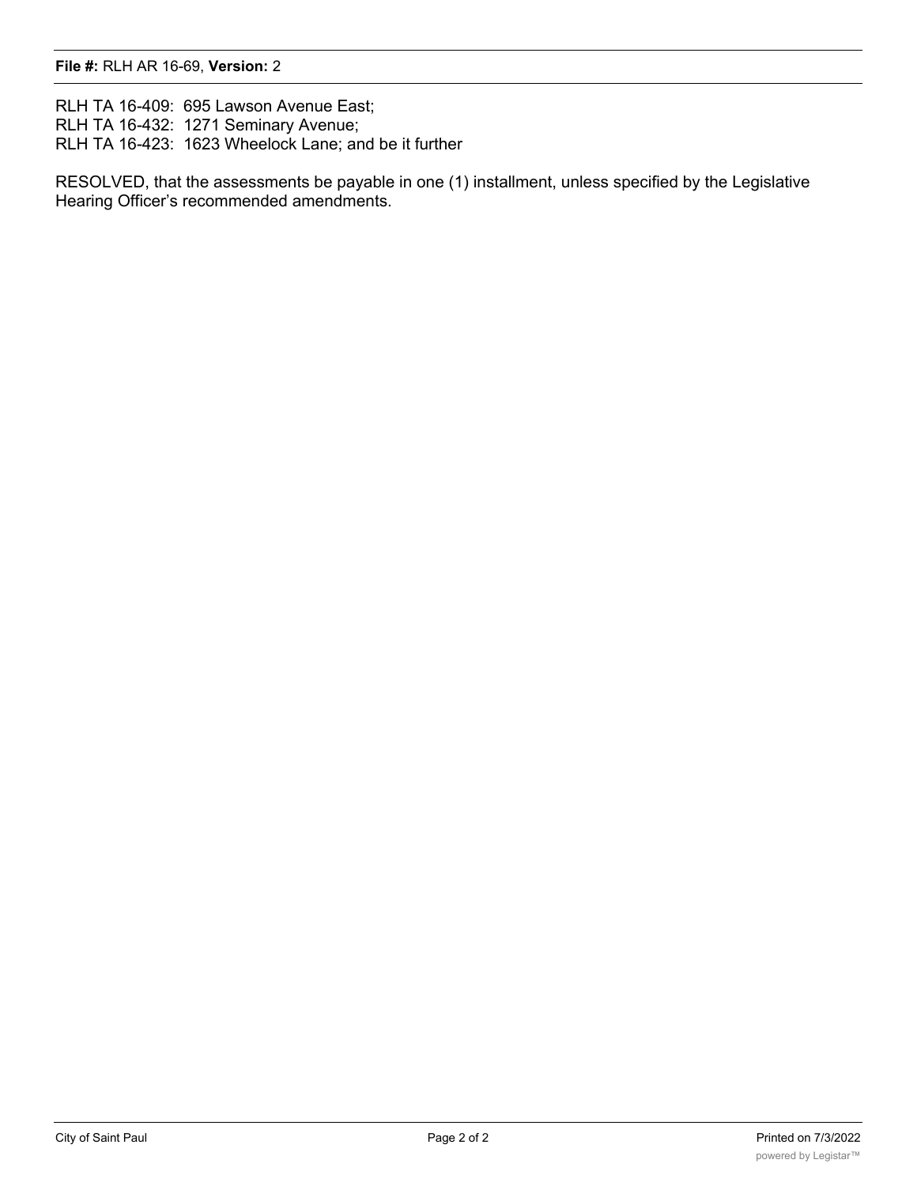RLH TA 16-409: 695 Lawson Avenue East;
RLH TA 16-432: 1271 Seminary Avenue;
RLH TA 16-423: 1623 Wheelock Lane; and be it further

RESOLVED, that the assessments be payable in one (1) installment, unless specified by the Legislative Hearing Officer's recommended amendments.